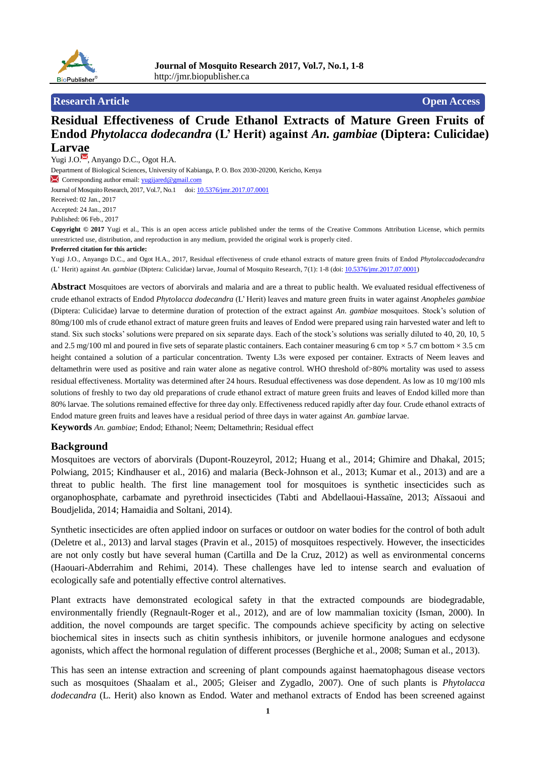Research Article    Open Access

# Residual Effectiveness of Crude Ethanol Extracts of Mature Green Fruits of Endod *Phytolacca dodecandra* (L' Herit) against *An. gambiae* (Diptera: Culicidae) Larvae

Yugi J.O., Anyango D.C., Ogot H.A.

Department of Biological Sciences, University of Kabianga, P. O. Box 2030-20200, Kericho, Kenya

Corresponding author email: yugijared@gmail.com

Journal of Mosquito Research, 2017, Vol.7, No.1 doi: 10.5376/jmr.2017.07.0001

Received: 02 Jan., 2017

Accepted: 24 Jan., 2017

Published: 06 Feb., 2017

**Copyright © 2017** Yugi et al., This is an open access article published under the terms of the Creative Commons Attribution License, which permits unrestricted use, distribution, and reproduction in any medium, provided the original work is properly cited.

**Preferred citation for this article:**

Yugi J.O., Anyango D.C., and Ogot H.A., 2017, Residual effectiveness of crude ethanol extracts of mature green fruits of Endod *Phytolaccadodecandra* (L' Herit) against *An. gambiae* (Diptera: Culicidae) larvae, Journal of Mosquito Research, 7(1): 1-8 (doi: 10.5376/jmr.2017.07.0001)

**Abstract** Mosquitoes are vectors of aborvirals and malaria and are a threat to public health. We evaluated residual effectiveness of crude ethanol extracts of Endod *Phytolacca dodecandra* (L' Herit) leaves and mature green fruits in water against *Anopheles gambiae* (Diptera: Culicidae) larvae to determine duration of protection of the extract against *An. gambiae* mosquitoes. Stock's solution of 80mg/100 mls of crude ethanol extract of mature green fruits and leaves of Endod were prepared using rain harvested water and left to stand. Six such stocks' solutions were prepared on six separate days. Each of the stock's solutions was serially diluted to 40, 20, 10, 5 and 2.5 mg/100 ml and poured in five sets of separate plastic containers. Each container measuring 6 cm top × 5.7 cm bottom × 3.5 cm height contained a solution of a particular concentration. Twenty L3s were exposed per container. Extracts of Neem leaves and deltamethrin were used as positive and rain water alone as negative control. WHO threshold of>80% mortality was used to assess residual effectiveness. Mortality was determined after 24 hours. Resudual effectiveness was dose dependent. As low as 10 mg/100 mls solutions of freshly to two day old preparations of crude ethanol extract of mature green fruits and leaves of Endod killed more than 80% larvae. The solutions remained effective for three day only. Effectiveness reduced rapidly after day four. Crude ethanol extracts of Endod mature green fruits and leaves have a residual period of three days in water against *An. gambiae* larvae.

**Keywords** *An. gambiae*; Endod; Ethanol; Neem; Deltamethrin; Residual effect

## Background

Mosquitoes are vectors of aborvirals (Dupont-Rouzeyrol, 2012; Huang et al., 2014; Ghimire and Dhakal, 2015; Polwiang, 2015; Kindhauser et al., 2016) and malaria (Beck-Johnson et al., 2013; Kumar et al., 2013) and are a threat to public health. The first line management tool for mosquitoes is synthetic insecticides such as organophosphate, carbamate and pyrethroid insecticides (Tabti and Abdellaoui-Hassaïne, 2013; Aïssaoui and Boudjelida, 2014; Hamaidia and Soltani, 2014).

Synthetic insecticides are often applied indoor on surfaces or outdoor on water bodies for the control of both adult (Deletre et al., 2013) and larval stages (Pravin et al., 2015) of mosquitoes respectively. However, the insecticides are not only costly but have several human (Cartilla and De la Cruz, 2012) as well as environmental concerns (Haouari-Abderrahim and Rehimi, 2014). These challenges have led to intense search and evaluation of ecologically safe and potentially effective control alternatives.

Plant extracts have demonstrated ecological safety in that the extracted compounds are biodegradable, environmentally friendly (Regnault-Roger et al., 2012), and are of low mammalian toxicity (Isman, 2000). In addition, the novel compounds are target specific. The compounds achieve specificity by acting on selective biochemical sites in insects such as chitin synthesis inhibitors, or juvenile hormone analogues and ecdysone agonists, which affect the hormonal regulation of different processes (Berghiche et al., 2008; Suman et al., 2013).

This has seen an intense extraction and screening of plant compounds against haematophagous disease vectors such as mosquitoes (Shaalam et al., 2005; Gleiser and Zygadlo, 2007). One of such plants is *Phytolacca dodecandra* (L. Herit) also known as Endod. Water and methanol extracts of Endod has been screened against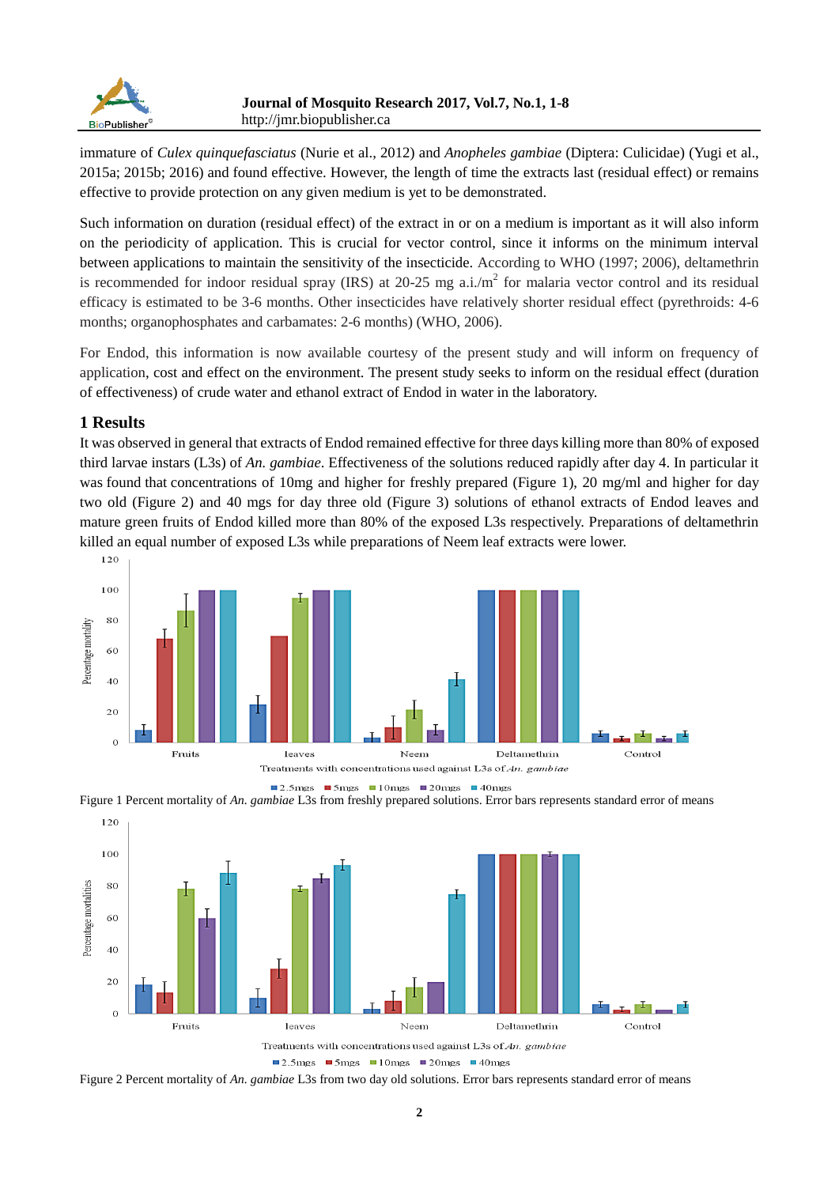immature of *Culex quinquefasciatus* (Nurie et al., 2012) and *Anopheles gambiae* (Diptera: Culicidae) (Yugi et al., 2015a; 2015b; 2016) and found effective. However, the length of time the extracts last (residual effect) or remains effective to provide protection on any given medium is yet to be demonstrated.

Such information on duration (residual effect) of the extract in or on a medium is important as it will also inform on the periodicity of application. This is crucial for vector control, since it informs on the minimum interval between applications to maintain the sensitivity of the insecticide. According to WHO (1997; 2006), deltamethrin is recommended for indoor residual spray (IRS) at 20-25 mg a.i./$m^2$ for malaria vector control and its residual efficacy is estimated to be 3-6 months. Other insecticides have relatively shorter residual effect (pyrethroids: 4-6 months; organophosphates and carbamates: 2-6 months) (WHO, 2006).

For Endod, this information is now available courtesy of the present study and will inform on frequency of application, cost and effect on the environment. The present study seeks to inform on the residual effect (duration of effectiveness) of crude water and ethanol extract of Endod in water in the laboratory.

## 1 Results

It was observed in general that extracts of Endod remained effective for three days killing more than 80% of exposed third larvae instars (L3s) of *An. gambiae*. Effectiveness of the solutions reduced rapidly after day 4. In particular it was found that concentrations of 10mg and higher for freshly prepared (Figure 1), 20 mg/ml and higher for day two old (Figure 2) and 40 mgs for day three old (Figure 3) solutions of ethanol extracts of Endod leaves and mature green fruits of Endod killed more than 80% of the exposed L3s respectively. Preparations of deltamethrin killed an equal number of exposed L3s while preparations of Neem leaf extracts were lower.

Figure 1 Percent mortality of *An. gambiae* L3s from freshly prepared solutions. Error bars represents standard error of means

Figure 2 Percent mortality of *An. gambiae* L3s from two day old solutions. Error bars represents standard error of means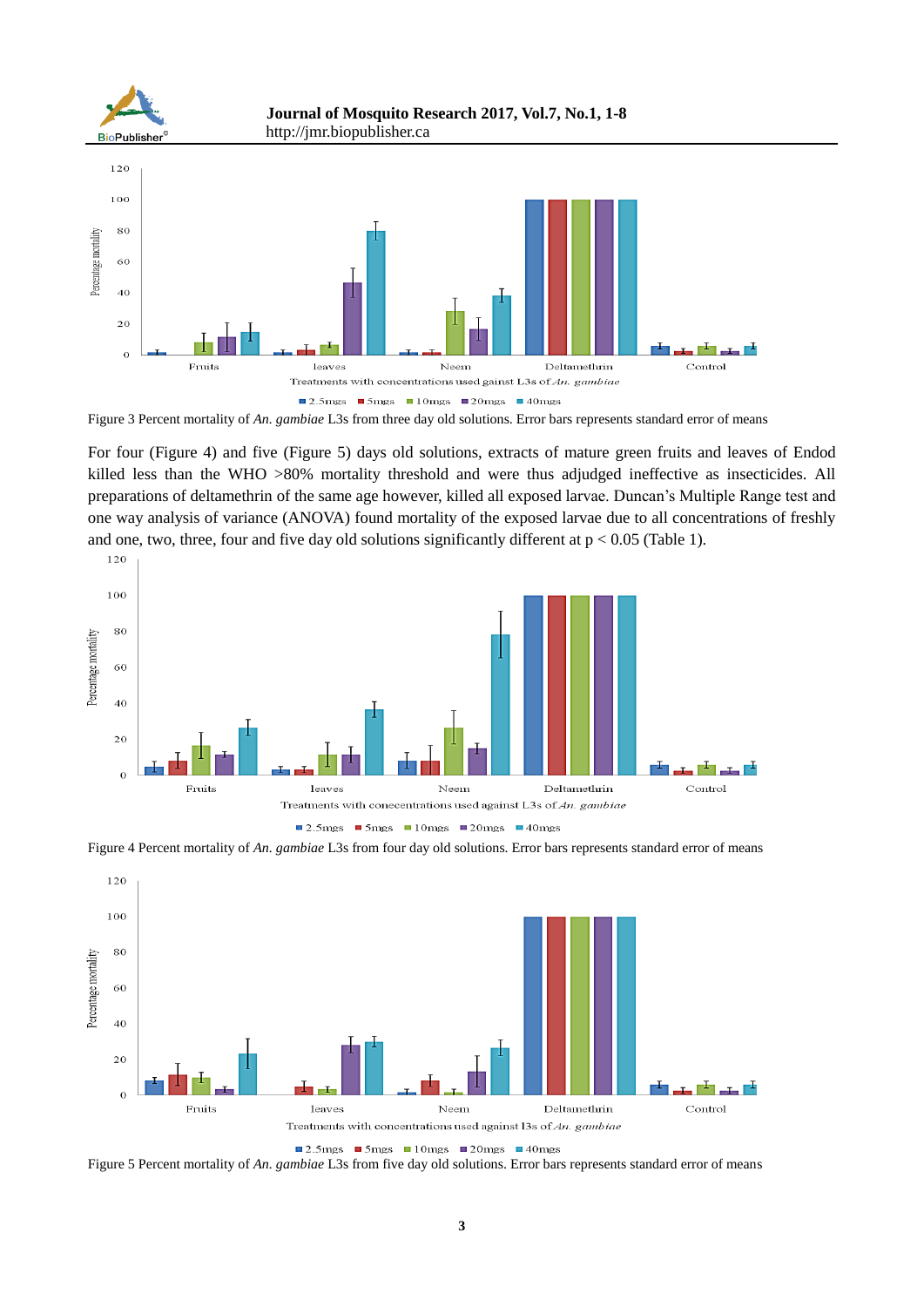Figure 3 Percent mortality of *An. gambiae* L3s from three day old solutions. Error bars represents standard error of means

For four (Figure 4) and five (Figure 5) days old solutions, extracts of mature green fruits and leaves of Endod killed less than the WHO >80% mortality threshold and were thus adjudged ineffective as insecticides. All preparations of deltamethrin of the same age however, killed all exposed larvae. Duncan's Multiple Range test and one way analysis of variance (ANOVA) found mortality of the exposed larvae due to all concentrations of freshly and one, two, three, four and five day old solutions significantly different at $p < 0.05$ (Table 1).

Figure 4 Percent mortality of *An. gambiae* L3s from four day old solutions. Error bars represents standard error of means

Figure 5 Percent mortality of *An. gambiae* L3s from five day old solutions. Error bars represents standard error of means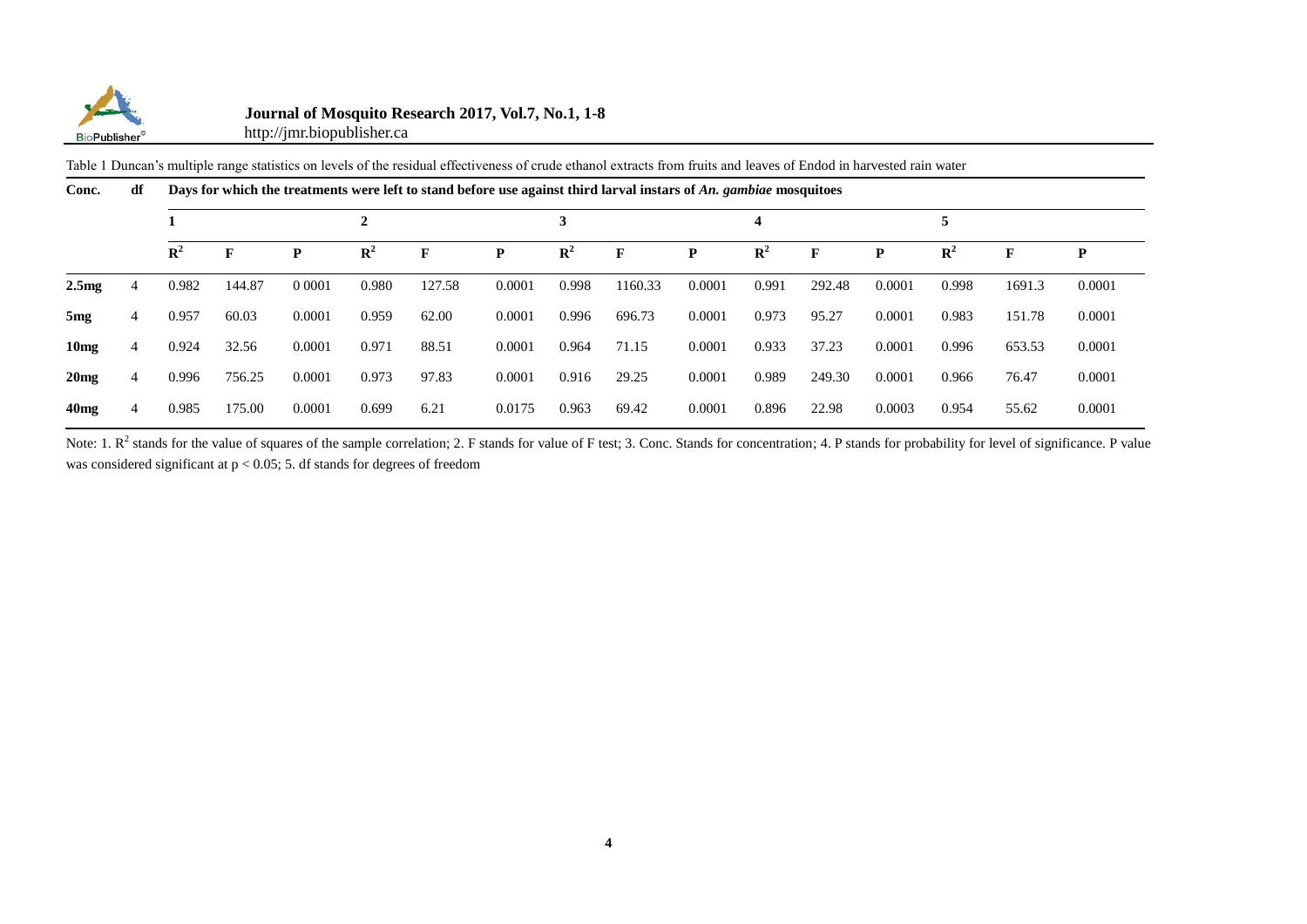Table 1 Duncan's multiple range statistics on levels of the residual effectiveness of crude ethanol extracts from fruits and leaves of Endod in harvested rain water

| Conc. | df | Days for which the treatments were left to stand before use against third larval instars of *An. gambiae* mosquitoes | | | | | | | | | | | | | | |
|---|---|---|---|---|---|---|---|---|---|---|---|---|---|---|---|---|
| | | 1 | | | 2 | | | 3 | | | 4 | | | 5 | | |
| | | $R^2$ | F | P | $R^2$ | F | P | $R^2$ | F | P | $R^2$ | F | P | $R^2$ | F | P |
| 2.5mg | 4 | 0.982 | 144.87 | 0 0001 | 0.980 | 127.58 | 0.0001 | 0.998 | 1160.33 | 0.0001 | 0.991 | 292.48 | 0.0001 | 0.998 | 1691.3 | 0.0001 |
| 5mg | 4 | 0.957 | 60.03 | 0.0001 | 0.959 | 62.00 | 0.0001 | 0.996 | 696.73 | 0.0001 | 0.973 | 95.27 | 0.0001 | 0.983 | 151.78 | 0.0001 |
| 10mg | 4 | 0.924 | 32.56 | 0.0001 | 0.971 | 88.51 | 0.0001 | 0.964 | 71.15 | 0.0001 | 0.933 | 37.23 | 0.0001 | 0.996 | 653.53 | 0.0001 |
| 20mg | 4 | 0.996 | 756.25 | 0.0001 | 0.973 | 97.83 | 0.0001 | 0.916 | 29.25 | 0.0001 | 0.989 | 249.30 | 0.0001 | 0.966 | 76.47 | 0.0001 |
| 40mg | 4 | 0.985 | 175.00 | 0.0001 | 0.699 | 6.21 | 0.0175 | 0.963 | 69.42 | 0.0001 | 0.896 | 22.98 | 0.0003 | 0.954 | 55.62 | 0.0001 |

Note: 1. $R^2$ stands for the value of squares of the sample correlation; 2. F stands for value of F test; 3. Conc. Stands for concentration; 4. P stands for probability for level of significance. P value was considered significant at $p < 0.05$; 5. df stands for degrees of freedom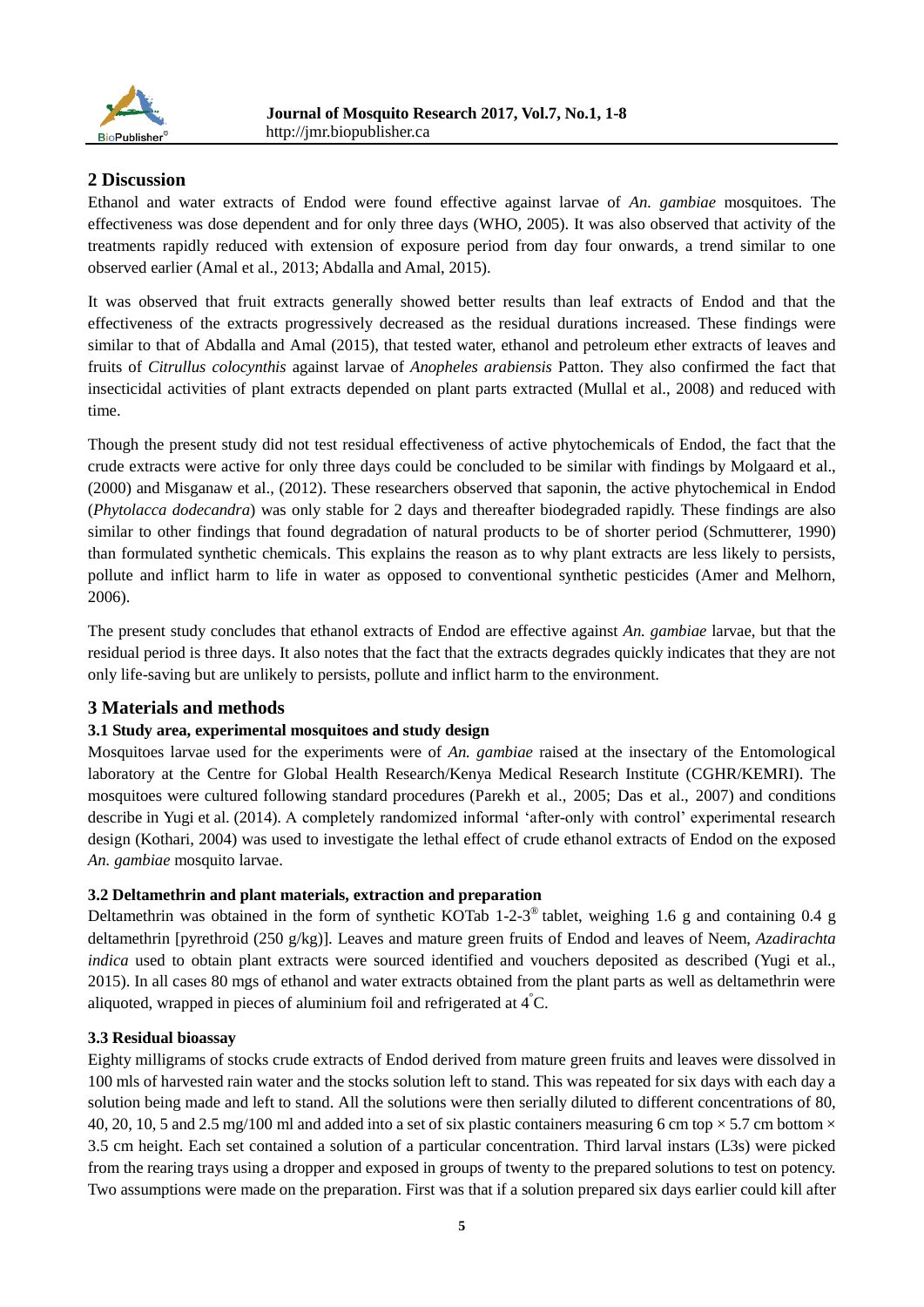## 2 Discussion

Ethanol and water extracts of Endod were found effective against larvae of *An. gambiae* mosquitoes. The effectiveness was dose dependent and for only three days (WHO, 2005). It was also observed that activity of the treatments rapidly reduced with extension of exposure period from day four onwards, a trend similar to one observed earlier (Amal et al., 2013; Abdalla and Amal, 2015).

It was observed that fruit extracts generally showed better results than leaf extracts of Endod and that the effectiveness of the extracts progressively decreased as the residual durations increased. These findings were similar to that of Abdalla and Amal (2015), that tested water, ethanol and petroleum ether extracts of leaves and fruits of *Citrullus colocynthis* against larvae of *Anopheles arabiensis* Patton. They also confirmed the fact that insecticidal activities of plant extracts depended on plant parts extracted (Mullal et al., 2008) and reduced with time.

Though the present study did not test residual effectiveness of active phytochemicals of Endod, the fact that the crude extracts were active for only three days could be concluded to be similar with findings by Molgaard et al., (2000) and Misganaw et al., (2012). These researchers observed that saponin, the active phytochemical in Endod (*Phytolacca dodecandra*) was only stable for 2 days and thereafter biodegraded rapidly. These findings are also similar to other findings that found degradation of natural products to be of shorter period (Schmutterer, 1990) than formulated synthetic chemicals. This explains the reason as to why plant extracts are less likely to persists, pollute and inflict harm to life in water as opposed to conventional synthetic pesticides (Amer and Melhorn, 2006).

The present study concludes that ethanol extracts of Endod are effective against *An. gambiae* larvae, but that the residual period is three days. It also notes that the fact that the extracts degrades quickly indicates that they are not only life-saving but are unlikely to persists, pollute and inflict harm to the environment.

## 3 Materials and methods

### 3.1 Study area, experimental mosquitoes and study design

Mosquitoes larvae used for the experiments were of *An. gambiae* raised at the insectary of the Entomological laboratory at the Centre for Global Health Research/Kenya Medical Research Institute (CGHR/KEMRI). The mosquitoes were cultured following standard procedures (Parekh et al., 2005; Das et al., 2007) and conditions describe in Yugi et al. (2014). A completely randomized informal 'after-only with control' experimental research design (Kothari, 2004) was used to investigate the lethal effect of crude ethanol extracts of Endod on the exposed *An. gambiae* mosquito larvae.

### 3.2 Deltamethrin and plant materials, extraction and preparation

Deltamethrin was obtained in the form of synthetic KOTab 1-2-3® tablet, weighing 1.6 g and containing 0.4 g deltamethrin [pyrethroid (250 g/kg)]. Leaves and mature green fruits of Endod and leaves of Neem, *Azadirachta indica* used to obtain plant extracts were sourced identified and vouchers deposited as described (Yugi et al., 2015). In all cases 80 mgs of ethanol and water extracts obtained from the plant parts as well as deltamethrin were aliquoted, wrapped in pieces of aluminium foil and refrigerated at 4°C.

### 3.3 Residual bioassay

Eighty milligrams of stocks crude extracts of Endod derived from mature green fruits and leaves were dissolved in 100 mls of harvested rain water and the stocks solution left to stand. This was repeated for six days with each day a solution being made and left to stand. All the solutions were then serially diluted to different concentrations of 80, 40, 20, 10, 5 and 2.5 mg/100 ml and added into a set of six plastic containers measuring 6 cm top × 5.7 cm bottom × 3.5 cm height. Each set contained a solution of a particular concentration. Third larval instars (L3s) were picked from the rearing trays using a dropper and exposed in groups of twenty to the prepared solutions to test on potency. Two assumptions were made on the preparation. First was that if a solution prepared six days earlier could kill after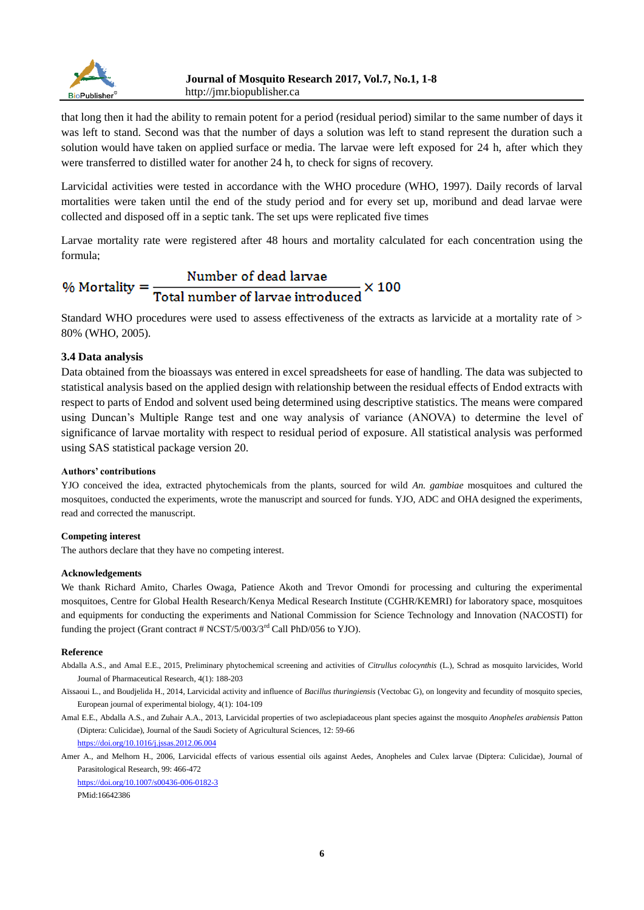that long then it had the ability to remain potent for a period (residual period) similar to the same number of days it was left to stand. Second was that the number of days a solution was left to stand represent the duration such a solution would have taken on applied surface or media. The larvae were left exposed for 24 h, after which they were transferred to distilled water for another 24 h, to check for signs of recovery.

Larvicidal activities were tested in accordance with the WHO procedure (WHO, 1997). Daily records of larval mortalities were taken until the end of the study period and for every set up, moribund and dead larvae were collected and disposed off in a septic tank. The set ups were replicated five times

Larvae mortality rate were registered after 48 hours and mortality calculated for each concentration using the formula;

$$\% \text{ Mortality} = \frac{\text{Number of dead larvae}}{\text{Total number of larvae introduced}} \times 100$$

Standard WHO procedures were used to assess effectiveness of the extracts as larvicide at a mortality rate of > 80% (WHO, 2005).

### 3.4 Data analysis

Data obtained from the bioassays was entered in excel spreadsheets for ease of handling. The data was subjected to statistical analysis based on the applied design with relationship between the residual effects of Endod extracts with respect to parts of Endod and solvent used being determined using descriptive statistics. The means were compared using Duncan's Multiple Range test and one way analysis of variance (ANOVA) to determine the level of significance of larvae mortality with respect to residual period of exposure. All statistical analysis was performed using SAS statistical package version 20.

**Authors' contributions**

YJO conceived the idea, extracted phytochemicals from the plants, sourced for wild *An. gambiae* mosquitoes and cultured the mosquitoes, conducted the experiments, wrote the manuscript and sourced for funds. YJO, ADC and OHA designed the experiments, read and corrected the manuscript.

**Competing interest**

The authors declare that they have no competing interest.

**Acknowledgements**

We thank Richard Amito, Charles Owaga, Patience Akoth and Trevor Omondi for processing and culturing the experimental mosquitoes, Centre for Global Health Research/Kenya Medical Research Institute (CGHR/KEMRI) for laboratory space, mosquitoes and equipments for conducting the experiments and National Commission for Science Technology and Innovation (NACOSTI) for funding the project (Grant contract # NCST/5/003/3rd Call PhD/056 to YJO).

**Reference**

Abdalla A.S., and Amal E.E., 2015, Preliminary phytochemical screening and activities of *Citrullus colocynthis* (L.), Schrad as mosquito larvicides, World Journal of Pharmaceutical Research, 4(1): 188-203

Aissaoui L., and Boudjelida H., 2014, Larvicidal activity and influence of *Bacillus thuringiensis* (Vectobac G), on longevity and fecundity of mosquito species, European journal of experimental biology, 4(1): 104-109

Amal E.E., Abdalla A.S., and Zuhair A.A., 2013, Larvicidal properties of two asclepiadaceous plant species against the mosquito *Anopheles arabiensis* Patton (Diptera: Culicidae), Journal of the Saudi Society of Agricultural Sciences, 12: 59-66
https://doi.org/10.1016/j.jssas.2012.06.004

Amer A., and Melhorn H., 2006, Larvicidal effects of various essential oils against Aedes, Anopheles and Culex larvae (Diptera: Culicidae), Journal of Parasitological Research, 99: 466-472
https://doi.org/10.1007/s00436-006-0182-3
PMid:16642386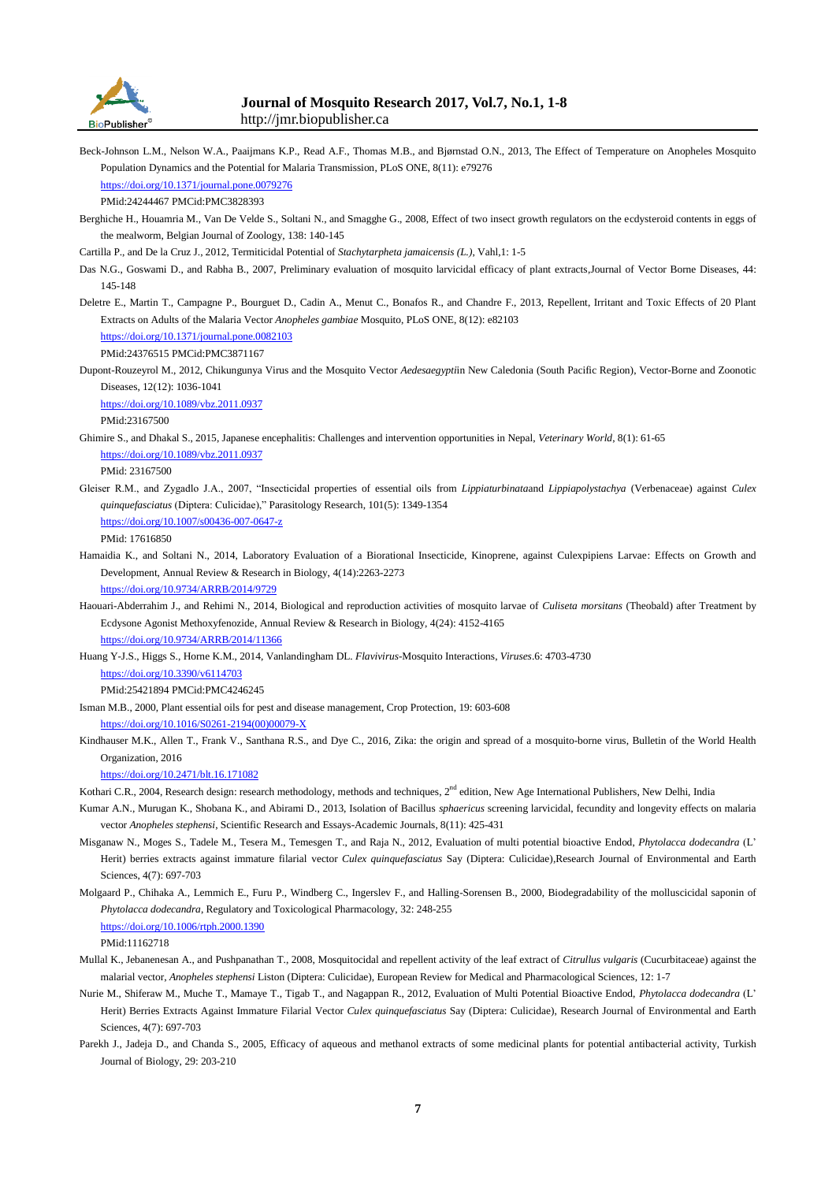Beck-Johnson L.M., Nelson W.A., Paaijmans K.P., Read A.F., Thomas M.B., and Bjørnstad O.N., 2013, The Effect of Temperature on Anopheles Mosquito Population Dynamics and the Potential for Malaria Transmission, PLoS ONE, 8(11): e79276

https://doi.org/10.1371/journal.pone.0079276

PMid:24244467 PMCid:PMC3828393

Berghiche H., Houamria M., Van De Velde S., Soltani N., and Smagghe G., 2008, Effect of two insect growth regulators on the ecdysteroid contents in eggs of the mealworm, Belgian Journal of Zoology, 138: 140-145

Cartilla P., and De la Cruz J., 2012, Termiticidal Potential of *Stachytarpheta jamaicensis (L.)*, Vahl,1: 1-5

Das N.G., Goswami D., and Rabha B., 2007, Preliminary evaluation of mosquito larvicidal efficacy of plant extracts,Journal of Vector Borne Diseases, 44: 145-148

Deletre E., Martin T., Campagne P., Bourguet D., Cadin A., Menut C., Bonafos R., and Chandre F., 2013, Repellent, Irritant and Toxic Effects of 20 Plant Extracts on Adults of the Malaria Vector *Anopheles gambiae* Mosquito, PLoS ONE, 8(12): e82103

https://doi.org/10.1371/journal.pone.0082103

PMid:24376515 PMCid:PMC3871167

Dupont-Rouzeyrol M., 2012, Chikungunya Virus and the Mosquito Vector *Aedesaegypti*in New Caledonia (South Pacific Region), Vector-Borne and Zoonotic Diseases, 12(12): 1036-1041

https://doi.org/10.1089/vbz.2011.0937

PMid:23167500

Ghimire S., and Dhakal S., 2015, Japanese encephalitis: Challenges and intervention opportunities in Nepal, *Veterinary World*, 8(1): 61-65

https://doi.org/10.1089/vbz.2011.0937

PMid: 23167500

Gleiser R.M., and Zygadlo J.A., 2007, "Insecticidal properties of essential oils from *Lippiaturbinata*and *Lippiapolystachya* (Verbenaceae) against *Culex quinquefasciatus* (Diptera: Culicidae)," Parasitology Research, 101(5): 1349-1354

https://doi.org/10.1007/s00436-007-0647-z

PMid: 17616850

Hamaidia K., and Soltani N., 2014, Laboratory Evaluation of a Biorational Insecticide, Kinoprene, against Culexpipiens Larvae: Effects on Growth and Development, Annual Review & Research in Biology, 4(14):2263-2273

https://doi.org/10.9734/ARRB/2014/9729

Haouari-Abderrahim J., and Rehimi N., 2014, Biological and reproduction activities of mosquito larvae of *Culiseta morsitans* (Theobald) after Treatment by Ecdysone Agonist Methoxyfenozide, Annual Review & Research in Biology, 4(24): 4152-4165

https://doi.org/10.9734/ARRB/2014/11366

Huang Y-J.S., Higgs S., Horne K.M., 2014, Vanlandingham DL. *Flavivirus*-Mosquito Interactions, *Viruses*.6: 4703-4730

https://doi.org/10.3390/v6114703

PMid:25421894 PMCid:PMC4246245

Isman M.B., 2000, Plant essential oils for pest and disease management, Crop Protection, 19: 603-608

https://doi.org/10.1016/S0261-2194(00)00079-X

Kindhauser M.K., Allen T., Frank V., Santhana R.S., and Dye C., 2016, Zika: the origin and spread of a mosquito-borne virus, Bulletin of the World Health Organization, 2016

https://doi.org/10.2471/blt.16.171082

Kothari C.R., 2004, Research design: research methodology, methods and techniques, 2nd edition, New Age International Publishers, New Delhi, India

Kumar A.N., Murugan K., Shobana K., and Abirami D., 2013, Isolation of Bacillus *sphaericus* screening larvicidal, fecundity and longevity effects on malaria vector *Anopheles stephensi*, Scientific Research and Essays-Academic Journals, 8(11): 425-431

Misganaw N., Moges S., Tadele M., Tesera M., Temesgen T., and Raja N., 2012, Evaluation of multi potential bioactive Endod, *Phytolacca dodecandra* (L' Herit) berries extracts against immature filarial vector *Culex quinquefasciatus* Say (Diptera: Culicidae),Research Journal of Environmental and Earth Sciences, 4(7): 697-703

Molgaard P., Chihaka A., Lemmich E., Furu P., Windberg C., Ingerslev F., and Halling-Sorensen B., 2000, Biodegradability of the molluscicidal saponin of *Phytolacca dodecandra*, Regulatory and Toxicological Pharmacology, 32: 248-255

https://doi.org/10.1006/rtph.2000.1390

PMid:11162718

Mullal K., Jebanenesan A., and Pushpanathan T., 2008, Mosquitocidal and repellent activity of the leaf extract of *Citrullus vulgaris* (Cucurbitaceae) against the malarial vector, *Anopheles stephensi* Liston (Diptera: Culicidae), European Review for Medical and Pharmacological Sciences, 12: 1-7

Nurie M., Shiferaw M., Muche T., Mamaye T., Tigab T., and Nagappan R., 2012, Evaluation of Multi Potential Bioactive Endod, *Phytolacca dodecandra* (L' Herit) Berries Extracts Against Immature Filarial Vector *Culex quinquefasciatus* Say (Diptera: Culicidae), Research Journal of Environmental and Earth Sciences, 4(7): 697-703

Parekh J., Jadeja D., and Chanda S., 2005, Efficacy of aqueous and methanol extracts of some medicinal plants for potential antibacterial activity, Turkish Journal of Biology, 29: 203-210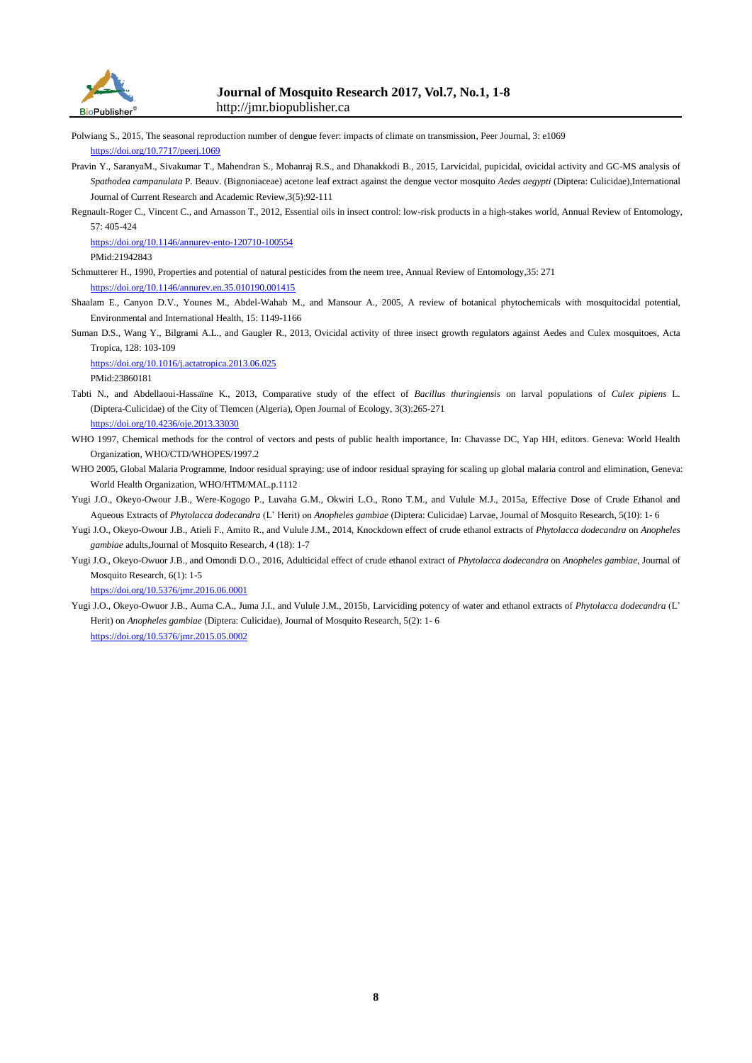Polwiang S., 2015, The seasonal reproduction number of dengue fever: impacts of climate on transmission, Peer Journal, 3: e1069
https://doi.org/10.7717/peerj.1069

Pravin Y., SaranyaM., Sivakumar T., Mahendran S., Mohanraj R.S., and Dhanakkodi B., 2015, Larvicidal, pupicidal, ovicidal activity and GC-MS analysis of *Spathodea campanulata* P. Beauv. (Bignoniaceae) acetone leaf extract against the dengue vector mosquito *Aedes aegypti* (Diptera: Culicidae),International Journal of Current Research and Academic Review,3(5):92-111

Regnault-Roger C., Vincent C., and Arnasson T., 2012, Essential oils in insect control: low-risk products in a high-stakes world, Annual Review of Entomology, 57: 405-424
https://doi.org/10.1146/annurev-ento-120710-100554
PMid:21942843

Schmutterer H., 1990, Properties and potential of natural pesticides from the neem tree, Annual Review of Entomology,35: 271
https://doi.org/10.1146/annurev.en.35.010190.001415

Shaalam E., Canyon D.V., Younes M., Abdel-Wahab M., and Mansour A., 2005, A review of botanical phytochemicals with mosquitocidal potential, Environmental and International Health, 15: 1149-1166

Suman D.S., Wang Y., Bilgrami A.L., and Gaugler R., 2013, Ovicidal activity of three insect growth regulators against Aedes and Culex mosquitoes, Acta Tropica, 128: 103-109
https://doi.org/10.1016/j.actatropica.2013.06.025
PMid:23860181

Tabti N., and Abdellaoui-Hassaïne K., 2013, Comparative study of the effect of *Bacillus thuringiensis* on larval populations of *Culex pipiens* L. (Diptera-Culicidae) of the City of Tlemcen (Algeria), Open Journal of Ecology, 3(3):265-271
https://doi.org/10.4236/oje.2013.33030

WHO 1997, Chemical methods for the control of vectors and pests of public health importance, In: Chavasse DC, Yap HH, editors. Geneva: World Health Organization, WHO/CTD/WHOPES/1997.2

WHO 2005, Global Malaria Programme, Indoor residual spraying: use of indoor residual spraying for scaling up global malaria control and elimination, Geneva: World Health Organization, WHO/HTM/MAL.p.1112

Yugi J.O., Okeyo-Owour J.B., Were-Kogogo P., Luvaha G.M., Okwiri L.O., Rono T.M., and Vulule M.J., 2015a, Effective Dose of Crude Ethanol and Aqueous Extracts of *Phytolacca dodecandra* (L' Herit) on *Anopheles gambiae* (Diptera: Culicidae) Larvae, Journal of Mosquito Research, 5(10): 1- 6

Yugi J.O., Okeyo-Owour J.B., Atieli F., Amito R., and Vulule J.M., 2014, Knockdown effect of crude ethanol extracts of *Phytolacca dodecandra* on *Anopheles gambiae* adults,Journal of Mosquito Research, 4 (18): 1-7

Yugi J.O., Okeyo-Owuor J.B., and Omondi D.O., 2016, Adulticidal effect of crude ethanol extract of *Phytolacca dodecandra* on *Anopheles gambiae*, Journal of Mosquito Research, 6(1): 1-5
https://doi.org/10.5376/jmr.2016.06.0001

Yugi J.O., Okeyo-Owuor J.B., Auma C.A., Juma J.I., and Vulule J.M., 2015b, Larviciding potency of water and ethanol extracts of *Phytolacca dodecandra* (L' Herit) on *Anopheles gambiae* (Diptera: Culicidae), Journal of Mosquito Research, 5(2): 1- 6
https://doi.org/10.5376/jmr.2015.05.0002